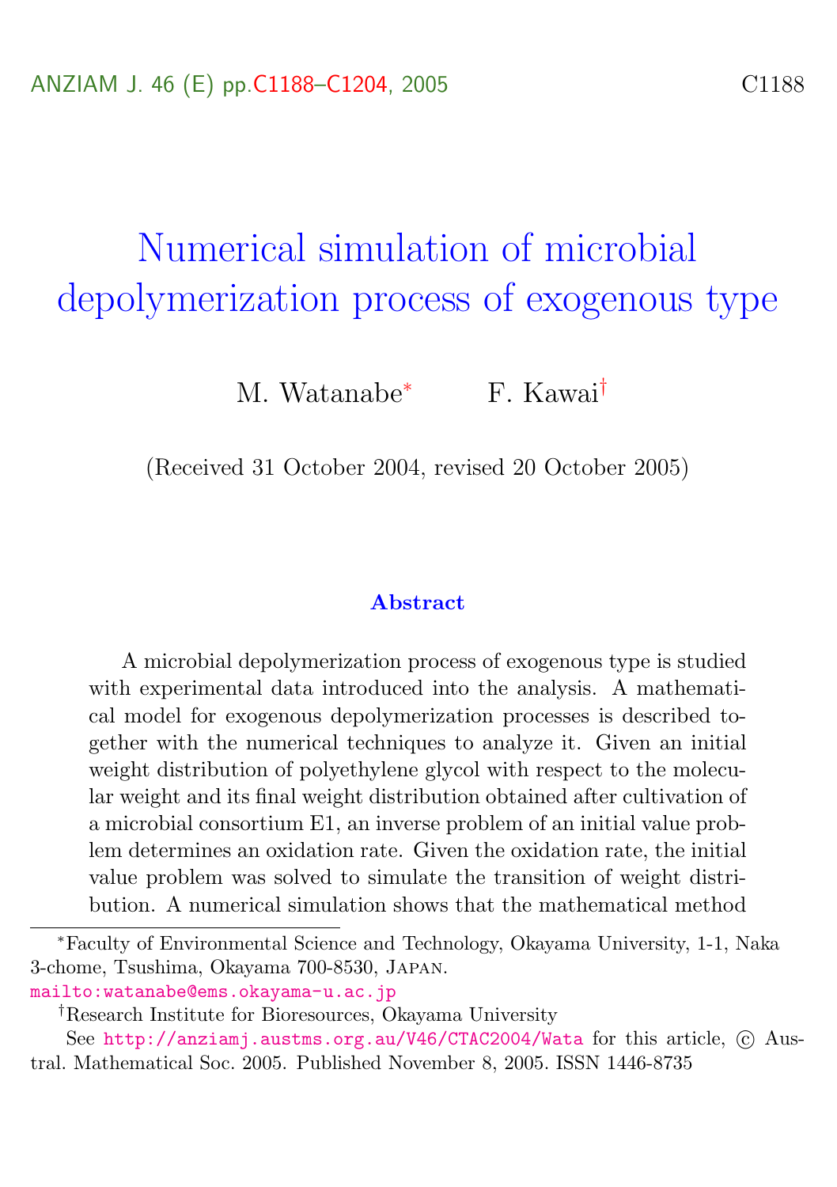# Numerical simulation of microbial depolymerization process of exogenous type

M. Watanabe[*] F. Kawai[†]

(Received 31 October 2004, revised 20 October 2005)

## Abstract

A microbial depolymerization process of exogenous type is studied with experimental data introduced into the analysis. A mathematical model for exogenous depolymerization processes is described together with the numerical techniques to analyze it. Given an initial weight distribution of polyethylene glycol with respect to the molecular weight and its final weight distribution obtained after cultivation of a microbial consortium E1, an inverse problem of an initial value problem determines an oxidation rate. Given the oxidation rate, the initial value problem was solved to simulate the transition of weight distribution. A numerical simulation shows that the mathematical method

---

[*] Faculty of Environmental Science and Technology, Okayama University, 1-1, Naka 3-chome, Tsushima, Okayama 700-8530, Japan. mailto:watanabe@ems.okayama-u.ac.jp

[†] Research Institute for Bioresources, Okayama University

See http://anziamj.austms.org.au/V46/CTAC2004/Wata for this article, © Austral. Mathematical Soc. 2005. Published November 8, 2005. ISSN 1446-8735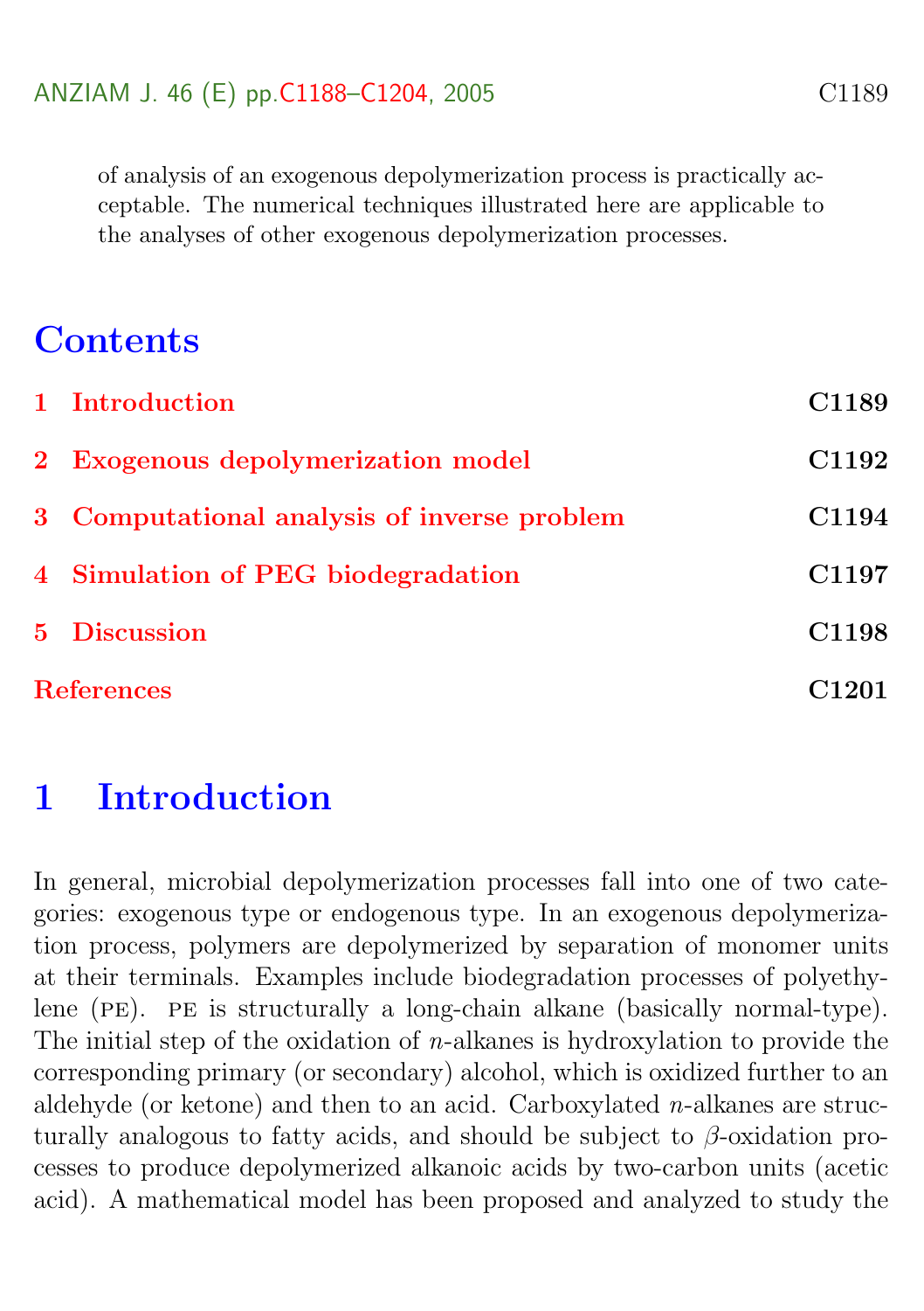of analysis of an exogenous depolymerization process is practically acceptable. The numerical techniques illustrated here are applicable to the analyses of other exogenous depolymerization processes.

# Contents

1 Introduction C1189

2 Exogenous depolymerization model C1192

3 Computational analysis of inverse problem C1194

4 Simulation of PEG biodegradation C1197

5 Discussion C1198

References C1201

# 1 Introduction

In general, microbial depolymerization processes fall into one of two categories: exogenous type or endogenous type. In an exogenous depolymerization process, polymers are depolymerized by separation of monomer units at their terminals. Examples include biodegradation processes of polyethylene (PE). PE is structurally a long-chain alkane (basically normal-type). The initial step of the oxidation of $n$-alkanes is hydroxylation to provide the corresponding primary (or secondary) alcohol, which is oxidized further to an aldehyde (or ketone) and then to an acid. Carboxylated $n$-alkanes are structurally analogous to fatty acids, and should be subject to $\beta$-oxidation processes to produce depolymerized alkanoic acids by two-carbon units (acetic acid). A mathematical model has been proposed and analyzed to study the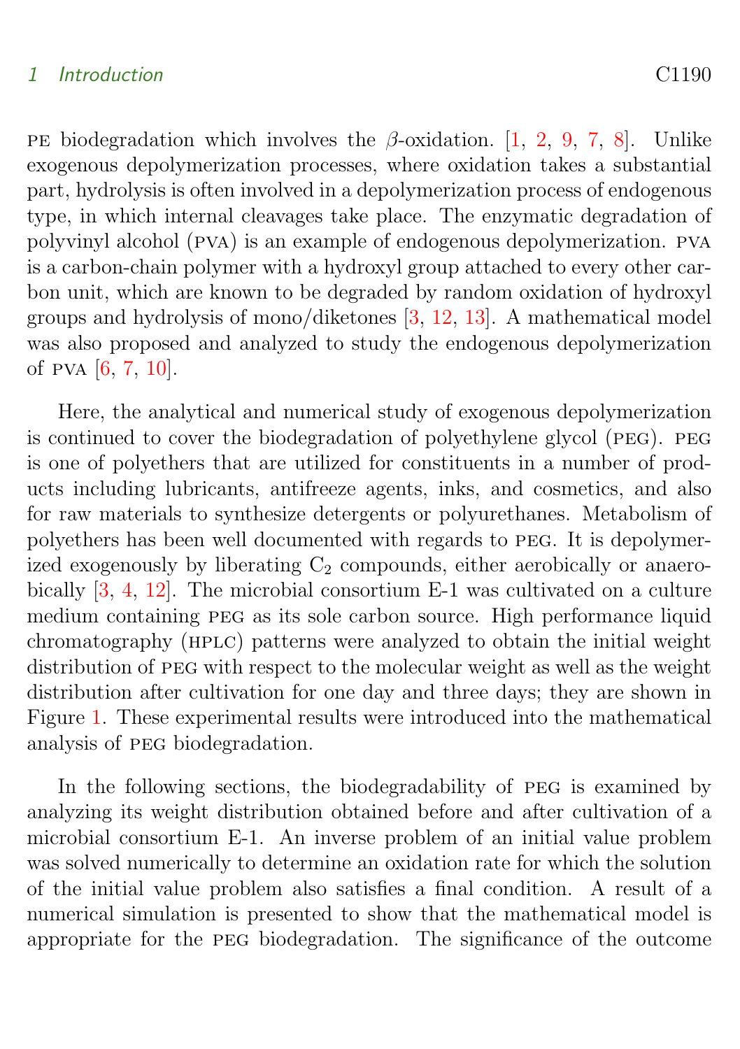PE biodegradation which involves the $\beta$-oxidation. [1, 2, 9, 7, 8]. Unlike exogenous depolymerization processes, where oxidation takes a substantial part, hydrolysis is often involved in a depolymerization process of endogenous type, in which internal cleavages take place. The enzymatic degradation of polyvinyl alcohol (PVA) is an example of endogenous depolymerization. PVA is a carbon-chain polymer with a hydroxyl group attached to every other carbon unit, which are known to be degraded by random oxidation of hydroxyl groups and hydrolysis of mono/diketones [3, 12, 13]. A mathematical model was also proposed and analyzed to study the endogenous depolymerization of PVA [6, 7, 10].

Here, the analytical and numerical study of exogenous depolymerization is continued to cover the biodegradation of polyethylene glycol (PEG). PEG is one of polyethers that are utilized for constituents in a number of products including lubricants, antifreeze agents, inks, and cosmetics, and also for raw materials to synthesize detergents or polyurethanes. Metabolism of polyethers has been well documented with regards to PEG. It is depolymerized exogenously by liberating $C_2$ compounds, either aerobically or anaerobically [3, 4, 12]. The microbial consortium E-1 was cultivated on a culture medium containing PEG as its sole carbon source. High performance liquid chromatography (HPLC) patterns were analyzed to obtain the initial weight distribution of PEG with respect to the molecular weight as well as the weight distribution after cultivation for one day and three days; they are shown in Figure 1. These experimental results were introduced into the mathematical analysis of PEG biodegradation.

In the following sections, the biodegradability of PEG is examined by analyzing its weight distribution obtained before and after cultivation of a microbial consortium E-1. An inverse problem of an initial value problem was solved numerically to determine an oxidation rate for which the solution of the initial value problem also satisfies a final condition. A result of a numerical simulation is presented to show that the mathematical model is appropriate for the PEG biodegradation. The significance of the outcome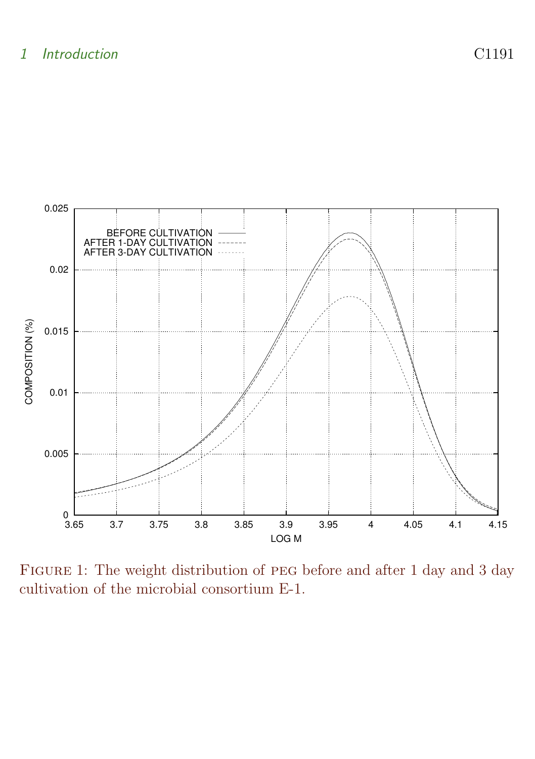Figure 1: The weight distribution of PEG before and after 1 day and 3 day cultivation of the microbial consortium E-1.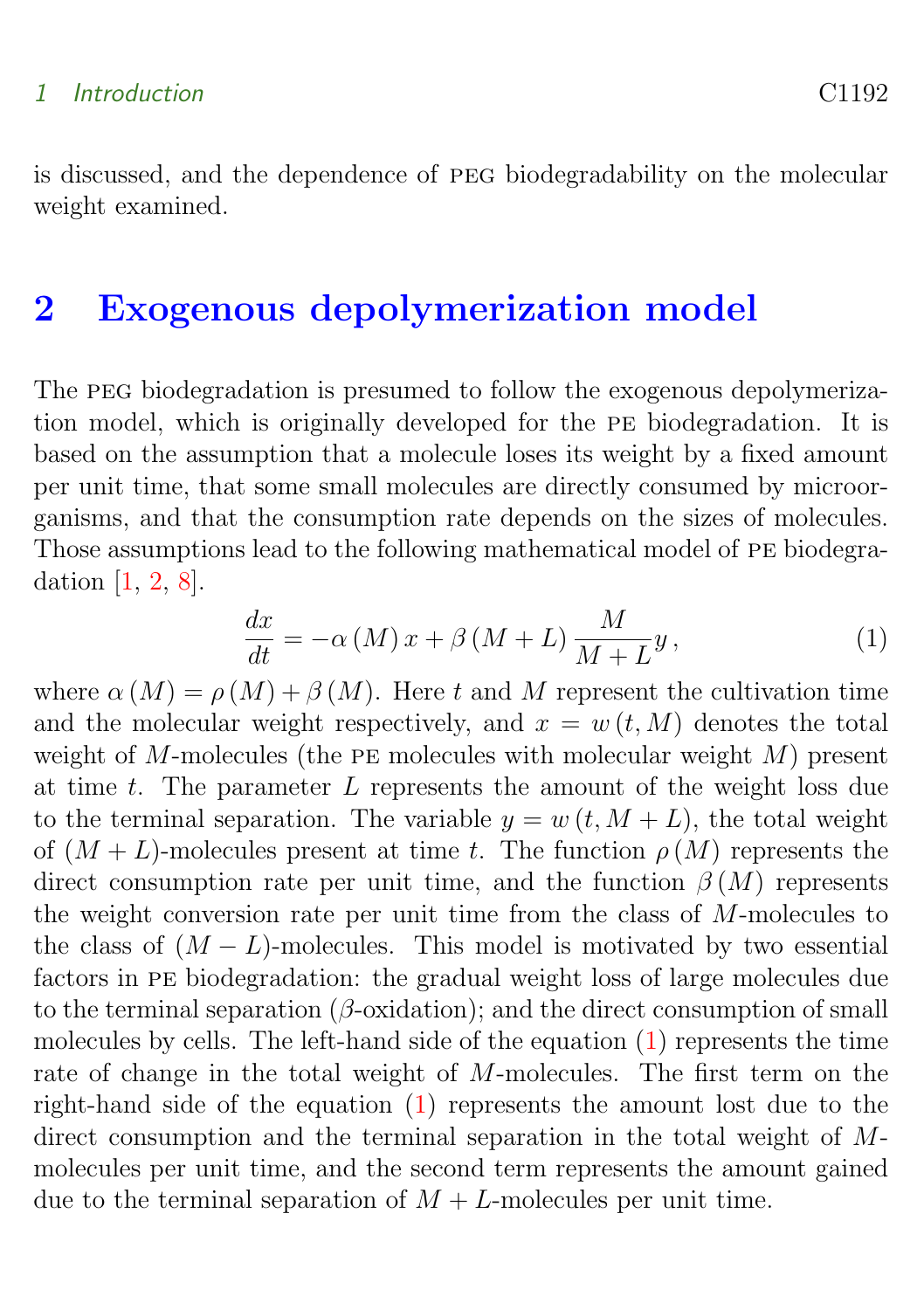is discussed, and the dependence of PEG biodegradability on the molecular weight examined.

## 2 Exogenous depolymerization model

The PEG biodegradation is presumed to follow the exogenous depolymerization model, which is originally developed for the PE biodegradation. It is based on the assumption that a molecule loses its weight by a fixed amount per unit time, that some small molecules are directly consumed by microorganisms, and that the consumption rate depends on the sizes of molecules. Those assumptions lead to the following mathematical model of PE biodegradation [1, 2, 8].

$$\frac{dx}{dt} = -\alpha\left(M\right)x + \beta\left(M+L\right)\frac{M}{M+L}y\,, \tag{1}$$

where $\alpha\left(M\right) = \rho\left(M\right) + \beta\left(M\right)$. Here $t$ and $M$ represent the cultivation time and the molecular weight respectively, and $x = w\left(t, M\right)$ denotes the total weight of $M$-molecules (the PE molecules with molecular weight $M$) present at time $t$. The parameter $L$ represents the amount of the weight loss due to the terminal separation. The variable $y = w\left(t, M+L\right)$, the total weight of $(M+L)$-molecules present at time $t$. The function $\rho\left(M\right)$ represents the direct consumption rate per unit time, and the function $\beta\left(M\right)$ represents the weight conversion rate per unit time from the class of $M$-molecules to the class of $(M-L)$-molecules. This model is motivated by two essential factors in PE biodegradation: the gradual weight loss of large molecules due to the terminal separation ($\beta$-oxidation); and the direct consumption of small molecules by cells. The left-hand side of the equation (1) represents the time rate of change in the total weight of $M$-molecules. The first term on the right-hand side of the equation (1) represents the amount lost due to the direct consumption and the terminal separation in the total weight of $M$-molecules per unit time, and the second term represents the amount gained due to the terminal separation of $M+L$-molecules per unit time.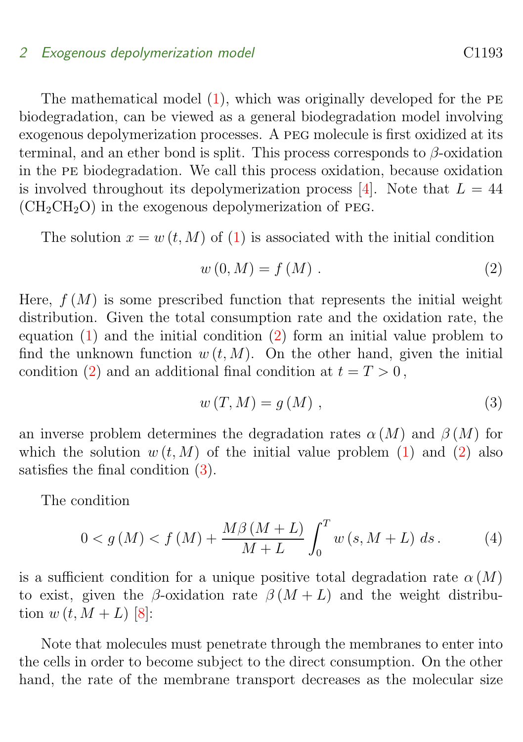The mathematical model (1), which was originally developed for the PE biodegradation, can be viewed as a general biodegradation model involving exogenous depolymerization processes. A PEG molecule is first oxidized at its terminal, and an ether bond is split. This process corresponds to $\beta$-oxidation in the PE biodegradation. We call this process oxidation, because oxidation is involved throughout its depolymerization process [4]. Note that $L = 44$ ($CH_2CH_2O$) in the exogenous depolymerization of PEG.

The solution $x = w(t, M)$ of (1) is associated with the initial condition

$$w(0, M) = f(M)\,. \tag{2}$$

Here, $f(M)$ is some prescribed function that represents the initial weight distribution. Given the total consumption rate and the oxidation rate, the equation (1) and the initial condition (2) form an initial value problem to find the unknown function $w(t, M)$. On the other hand, given the initial condition (2) and an additional final condition at $t = T > 0$,

$$w(T, M) = g(M)\,, \tag{3}$$

an inverse problem determines the degradation rates $\alpha(M)$ and $\beta(M)$ for which the solution $w(t, M)$ of the initial value problem (1) and (2) also satisfies the final condition (3).

The condition

$$0 < g(M) < f(M) + \frac{M\beta(M+L)}{M+L}\int_0^T w(s, M+L)\,ds\,. \tag{4}$$

is a sufficient condition for a unique positive total degradation rate $\alpha(M)$ to exist, given the $\beta$-oxidation rate $\beta(M+L)$ and the weight distribution $w(t, M+L)$ [8]:

Note that molecules must penetrate through the membranes to enter into the cells in order to become subject to the direct consumption. On the other hand, the rate of the membrane transport decreases as the molecular size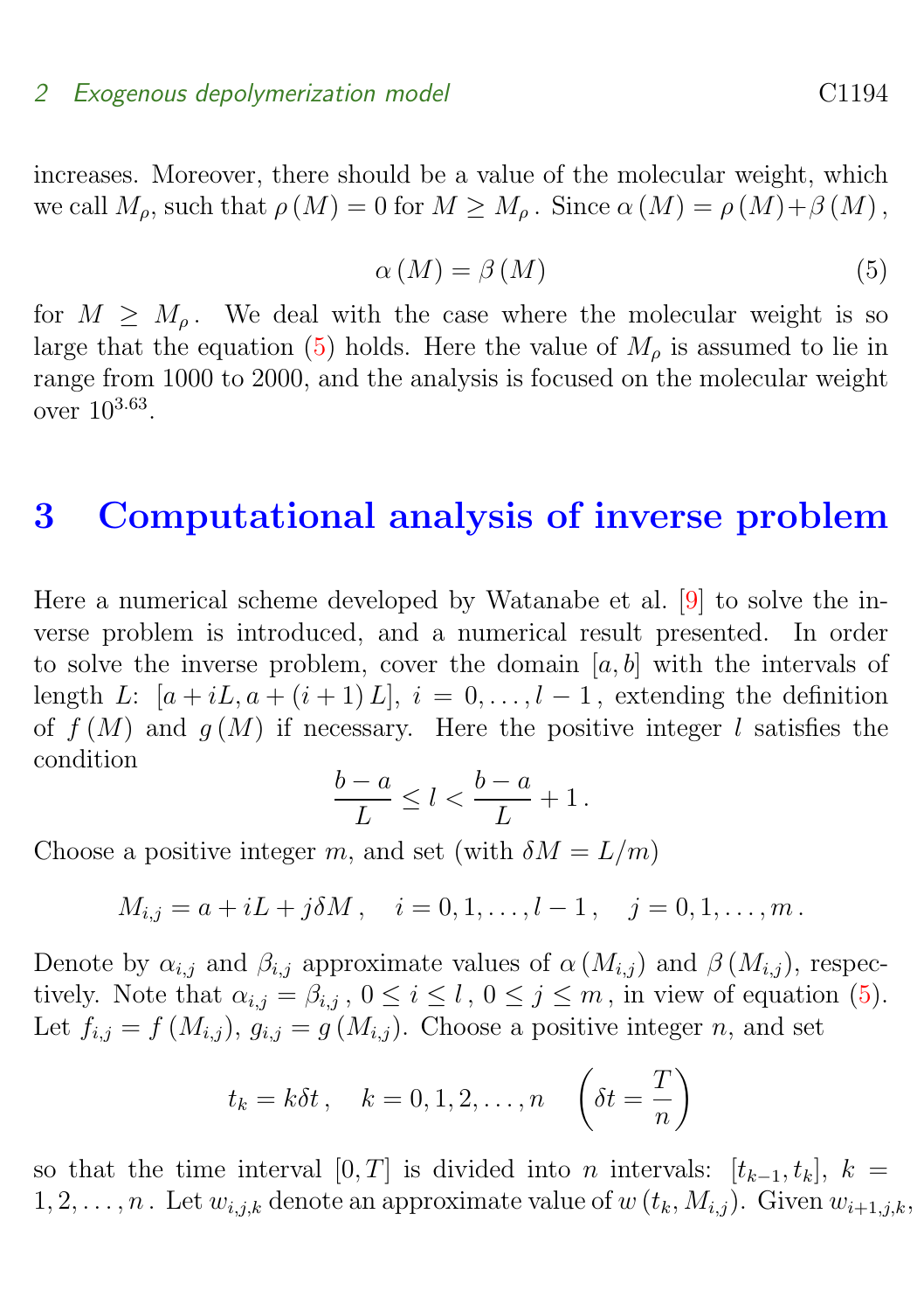increases. Moreover, there should be a value of the molecular weight, which we call $M_\rho$, such that $\rho(M) = 0$ for $M \geq M_\rho$. Since $\alpha(M) = \rho(M) + \beta(M)$,

$$\alpha(M) = \beta(M) \tag{5}$$

for $M \geq M_\rho$. We deal with the case where the molecular weight is so large that the equation (5) holds. Here the value of $M_\rho$ is assumed to lie in range from 1000 to 2000, and the analysis is focused on the molecular weight over $10^{3.63}$.

# 3 Computational analysis of inverse problem

Here a numerical scheme developed by Watanabe et al. [9] to solve the inverse problem is introduced, and a numerical result presented. In order to solve the inverse problem, cover the domain $[a, b]$ with the intervals of length $L$: $[a + iL, a + (i+1)L]$, $i = 0, \ldots, l-1$, extending the definition of $f(M)$ and $g(M)$ if necessary. Here the positive integer $l$ satisfies the condition

$$\frac{b-a}{L} \leq l < \frac{b-a}{L} + 1\,.$$

Choose a positive integer $m$, and set (with $\delta M = L/m$)

$$M_{i,j} = a + iL + j\delta M\,, \quad i = 0, 1, \ldots, l-1\,, \quad j = 0, 1, \ldots, m\,.$$

Denote by $\alpha_{i,j}$ and $\beta_{i,j}$ approximate values of $\alpha(M_{i,j})$ and $\beta(M_{i,j})$, respectively. Note that $\alpha_{i,j} = \beta_{i,j}$, $0 \leq i \leq l$, $0 \leq j \leq m$, in view of equation (5). Let $f_{i,j} = f(M_{i,j})$, $g_{i,j} = g(M_{i,j})$. Choose a positive integer $n$, and set

$$t_k = k\delta t\,, \quad k = 0, 1, 2, \ldots, n \quad \left(\delta t = \frac{T}{n}\right)$$

so that the time interval $[0, T]$ is divided into $n$ intervals: $[t_{k-1}, t_k]$, $k = 1, 2, \ldots, n$. Let $w_{i,j,k}$ denote an approximate value of $w(t_k, M_{i,j})$. Given $w_{i+1,j,k}$,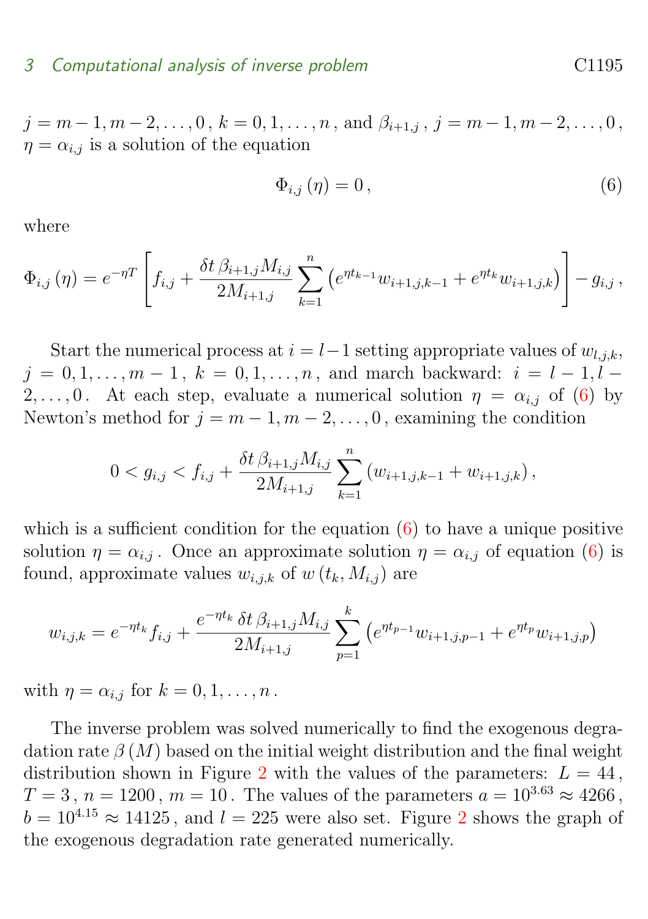$j = m-1, m-2, \ldots, 0$, $k = 0, 1, \ldots, n$, and $\beta_{i+1,j}$, $j = m-1, m-2, \ldots, 0$, $\eta = \alpha_{i,j}$ is a solution of the equation

$$\Phi_{i,j}(\eta) = 0, \tag{6}$$

where

$$\Phi_{i,j}(\eta) = e^{-\eta T}\left[f_{i,j} + \frac{\delta t\, \beta_{i+1,j} M_{i,j}}{2M_{i+1,j}} \sum_{k=1}^{n}\left(e^{\eta t_{k-1}} w_{i+1,j,k-1} + e^{\eta t_k} w_{i+1,j,k}\right)\right] - g_{i,j},$$

Start the numerical process at $i = l-1$ setting appropriate values of $w_{l,j,k}$, $j = 0, 1, \ldots, m-1$, $k = 0, 1, \ldots, n$, and march backward: $i = l-1, l-2, \ldots, 0$. At each step, evaluate a numerical solution $\eta = \alpha_{i,j}$ of (6) by Newton's method for $j = m-1, m-2, \ldots, 0$, examining the condition

$$0 < g_{i,j} < f_{i,j} + \frac{\delta t\, \beta_{i+1,j} M_{i,j}}{2M_{i+1,j}} \sum_{k=1}^{n}\left(w_{i+1,j,k-1} + w_{i+1,j,k}\right),$$

which is a sufficient condition for the equation (6) to have a unique positive solution $\eta = \alpha_{i,j}$. Once an approximate solution $\eta = \alpha_{i,j}$ of equation (6) is found, approximate values $w_{i,j,k}$ of $w(t_k, M_{i,j})$ are

$$w_{i,j,k} = e^{-\eta t_k} f_{i,j} + \frac{e^{-\eta t_k}\, \delta t\, \beta_{i+1,j} M_{i,j}}{2M_{i+1,j}} \sum_{p=1}^{k}\left(e^{\eta t_{p-1}} w_{i+1,j,p-1} + e^{\eta t_p} w_{i+1,j,p}\right)$$

with $\eta = \alpha_{i,j}$ for $k = 0, 1, \ldots, n$.

The inverse problem was solved numerically to find the exogenous degradation rate $\beta(M)$ based on the initial weight distribution and the final weight distribution shown in Figure 2 with the values of the parameters: $L = 44$, $T = 3$, $n = 1200$, $m = 10$. The values of the parameters $a = 10^{3.63} \approx 4266$, $b = 10^{4.15} \approx 14125$, and $l = 225$ were also set. Figure 2 shows the graph of the exogenous degradation rate generated numerically.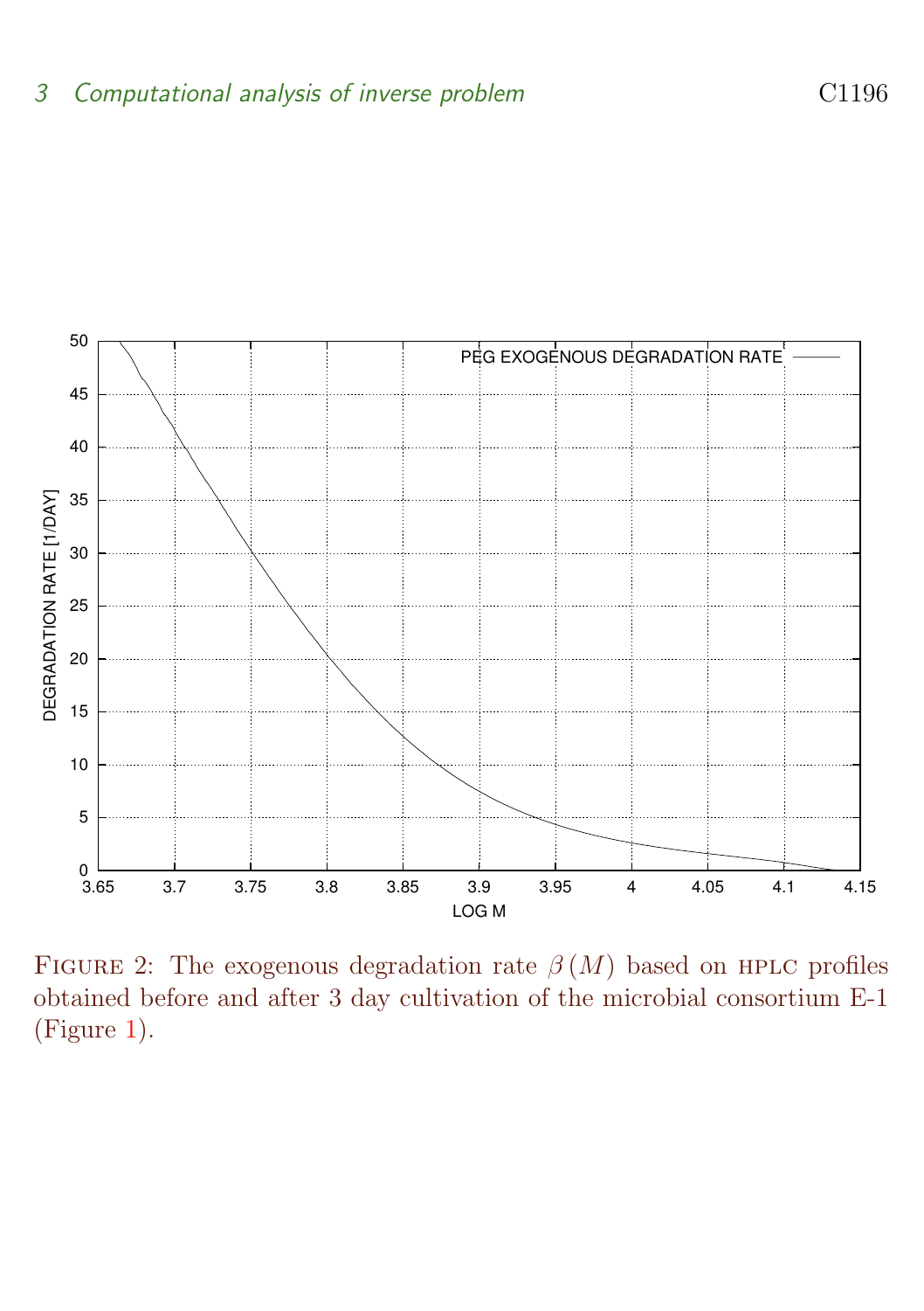FIGURE 2: The exogenous degradation rate $\beta(M)$ based on HPLC profiles obtained before and after 3 day cultivation of the microbial consortium E-1 (Figure 1).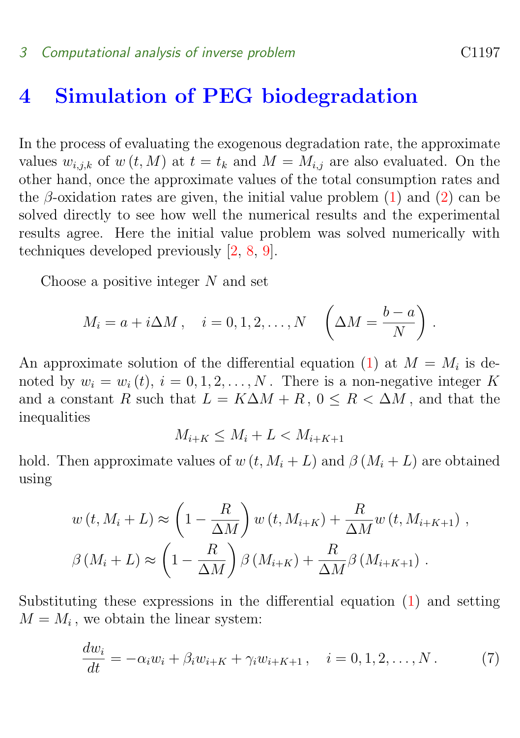# 4 Simulation of PEG biodegradation

In the process of evaluating the exogenous degradation rate, the approximate values $w_{i,j,k}$ of $w(t, M)$ at $t = t_k$ and $M = M_{i,j}$ are also evaluated. On the other hand, once the approximate values of the total consumption rates and the $\beta$-oxidation rates are given, the initial value problem (1) and (2) can be solved directly to see how well the numerical results and the experimental results agree. Here the initial value problem was solved numerically with techniques developed previously [2, 8, 9].

Choose a positive integer $N$ and set

$$M_i = a + i\Delta M\,, \quad i = 0, 1, 2, \ldots, N \quad \left(\Delta M = \frac{b-a}{N}\right).$$

An approximate solution of the differential equation (1) at $M = M_i$ is denoted by $w_i = w_i(t)$, $i = 0, 1, 2, \ldots, N$. There is a non-negative integer $K$ and a constant $R$ such that $L = K\Delta M + R$, $0 \leq R < \Delta M$, and that the inequalities

$$M_{i+K} \leq M_i + L < M_{i+K+1}$$

hold. Then approximate values of $w(t, M_i + L)$ and $\beta(M_i + L)$ are obtained using

$$w(t, M_i + L) \approx \left(1 - \frac{R}{\Delta M}\right) w(t, M_{i+K}) + \frac{R}{\Delta M} w(t, M_{i+K+1})\,,$$

$$\beta(M_i + L) \approx \left(1 - \frac{R}{\Delta M}\right) \beta(M_{i+K}) + \frac{R}{\Delta M} \beta(M_{i+K+1})\,.$$

Substituting these expressions in the differential equation (1) and setting $M = M_i$, we obtain the linear system:

$$\frac{dw_i}{dt} = -\alpha_i w_i + \beta_i w_{i+K} + \gamma_i w_{i+K+1}\,, \quad i = 0, 1, 2, \ldots, N\,. \tag{7}$$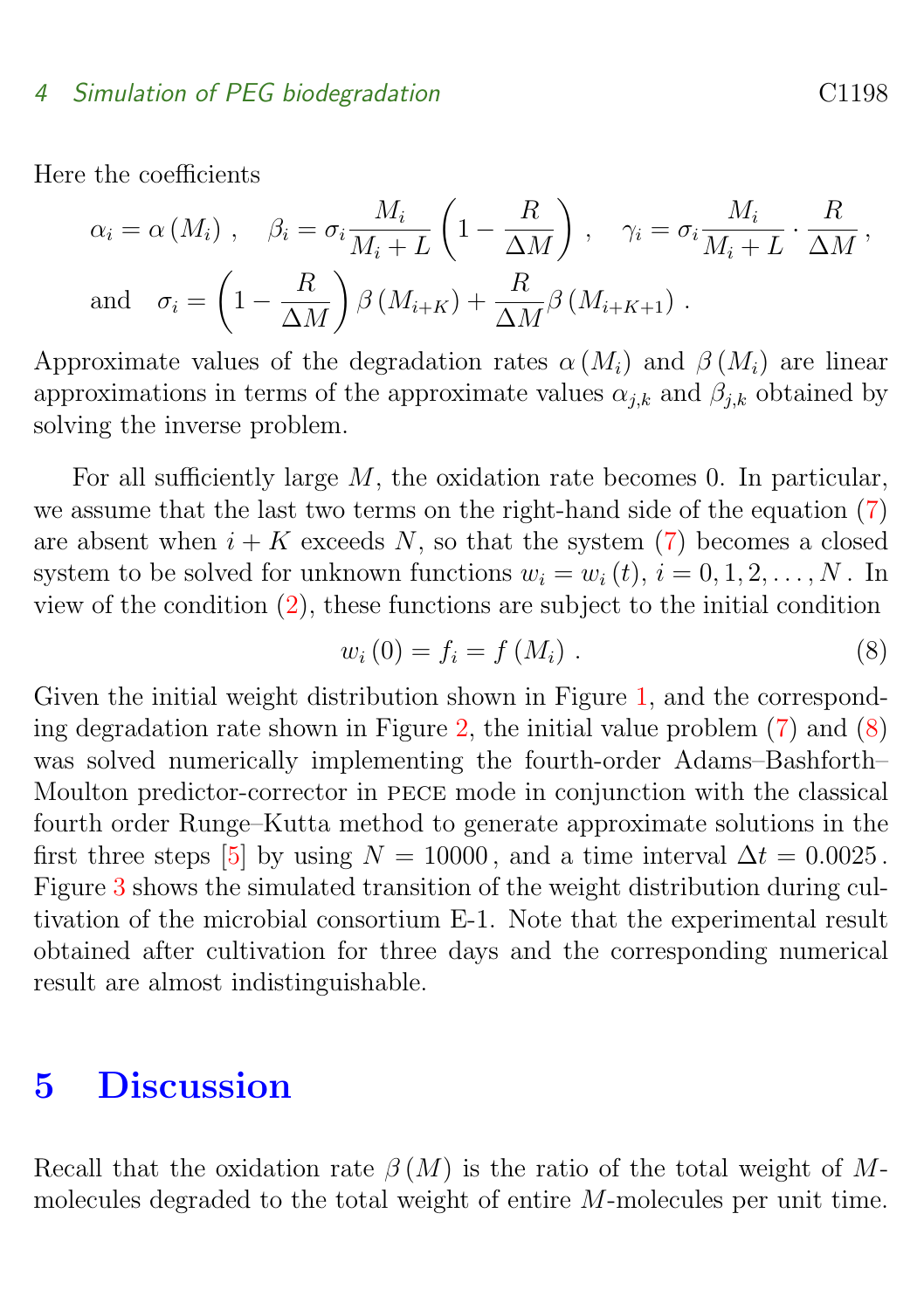Here the coefficients

$$\alpha_i = \alpha\left(M_i\right), \quad \beta_i = \sigma_i \frac{M_i}{M_i + L}\left(1 - \frac{R}{\Delta M}\right), \quad \gamma_i = \sigma_i \frac{M_i}{M_i + L} \cdot \frac{R}{\Delta M},$$

$$\text{and} \quad \sigma_i = \left(1 - \frac{R}{\Delta M}\right)\beta\left(M_{i+K}\right) + \frac{R}{\Delta M}\beta\left(M_{i+K+1}\right).$$

Approximate values of the degradation rates $\alpha\left(M_i\right)$ and $\beta\left(M_i\right)$ are linear approximations in terms of the approximate values $\alpha_{j,k}$ and $\beta_{j,k}$ obtained by solving the inverse problem.

For all sufficiently large $M$, the oxidation rate becomes 0. In particular, we assume that the last two terms on the right-hand side of the equation (7) are absent when $i + K$ exceeds $N$, so that the system (7) becomes a closed system to be solved for unknown functions $w_i = w_i(t)$, $i = 0, 1, 2, \ldots, N$. In view of the condition (2), these functions are subject to the initial condition

$$w_i(0) = f_i = f\left(M_i\right). \tag{8}$$

Given the initial weight distribution shown in Figure 1, and the corresponding degradation rate shown in Figure 2, the initial value problem (7) and (8) was solved numerically implementing the fourth-order Adams–Bashforth–Moulton predictor-corrector in PECE mode in conjunction with the classical fourth order Runge–Kutta method to generate approximate solutions in the first three steps [5] by using $N = 10000$, and a time interval $\Delta t = 0.0025$. Figure 3 shows the simulated transition of the weight distribution during cultivation of the microbial consortium E-1. Note that the experimental result obtained after cultivation for three days and the corresponding numerical result are almost indistinguishable.

# 5 Discussion

Recall that the oxidation rate $\beta(M)$ is the ratio of the total weight of $M$-molecules degraded to the total weight of entire $M$-molecules per unit time.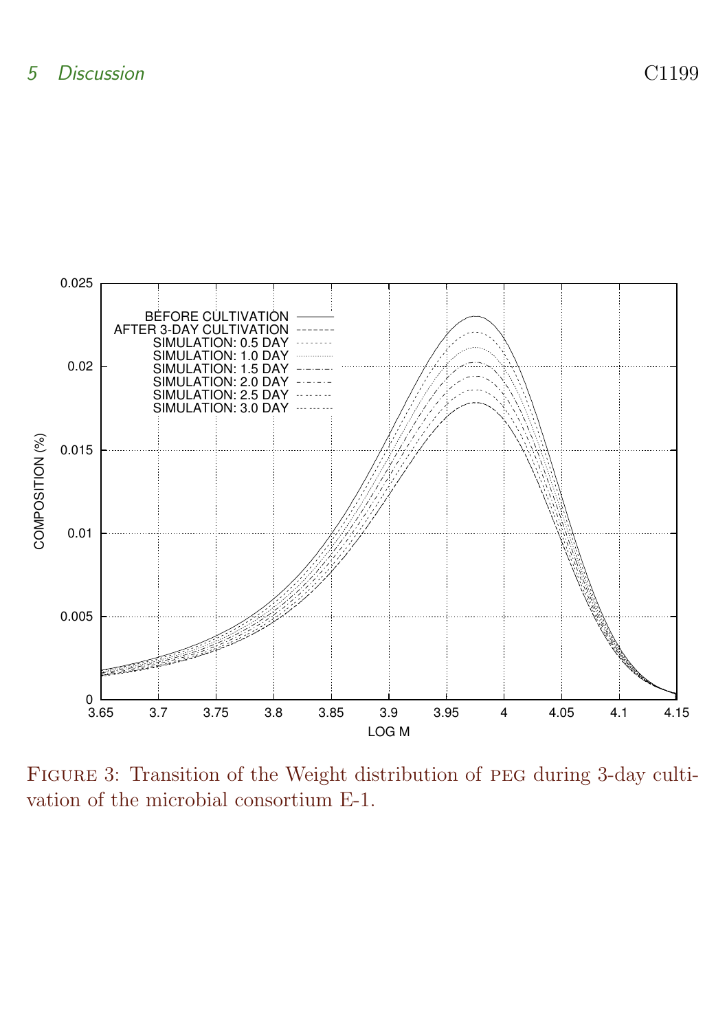FIGURE 3: Transition of the Weight distribution of PEG during 3-day cultivation of the microbial consortium E-1.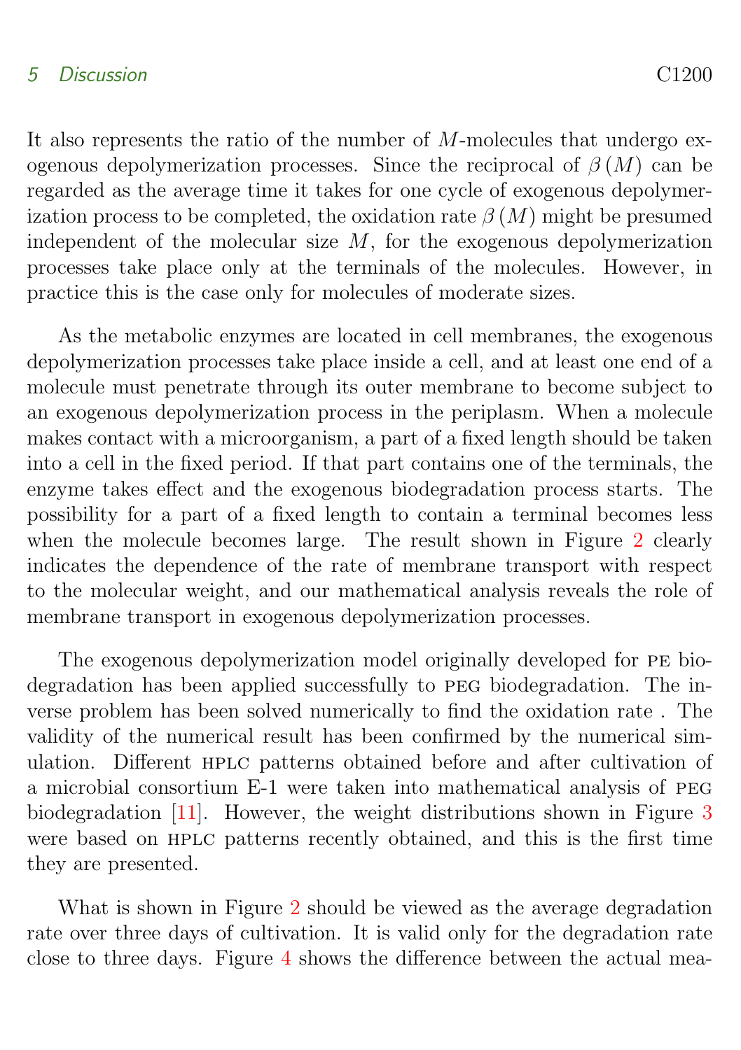It also represents the ratio of the number of $M$-molecules that undergo exogenous depolymerization processes. Since the reciprocal of $\beta(M)$ can be regarded as the average time it takes for one cycle of exogenous depolymerization process to be completed, the oxidation rate $\beta(M)$ might be presumed independent of the molecular size $M$, for the exogenous depolymerization processes take place only at the terminals of the molecules. However, in practice this is the case only for molecules of moderate sizes.

As the metabolic enzymes are located in cell membranes, the exogenous depolymerization processes take place inside a cell, and at least one end of a molecule must penetrate through its outer membrane to become subject to an exogenous depolymerization process in the periplasm. When a molecule makes contact with a microorganism, a part of a fixed length should be taken into a cell in the fixed period. If that part contains one of the terminals, the enzyme takes effect and the exogenous biodegradation process starts. The possibility for a part of a fixed length to contain a terminal becomes less when the molecule becomes large. The result shown in Figure 2 clearly indicates the dependence of the rate of membrane transport with respect to the molecular weight, and our mathematical analysis reveals the role of membrane transport in exogenous depolymerization processes.

The exogenous depolymerization model originally developed for PE biodegradation has been applied successfully to PEG biodegradation. The inverse problem has been solved numerically to find the oxidation rate . The validity of the numerical result has been confirmed by the numerical simulation. Different HPLC patterns obtained before and after cultivation of a microbial consortium E-1 were taken into mathematical analysis of PEG biodegradation [11]. However, the weight distributions shown in Figure 3 were based on HPLC patterns recently obtained, and this is the first time they are presented.

What is shown in Figure 2 should be viewed as the average degradation rate over three days of cultivation. It is valid only for the degradation rate close to three days. Figure 4 shows the difference between the actual mea-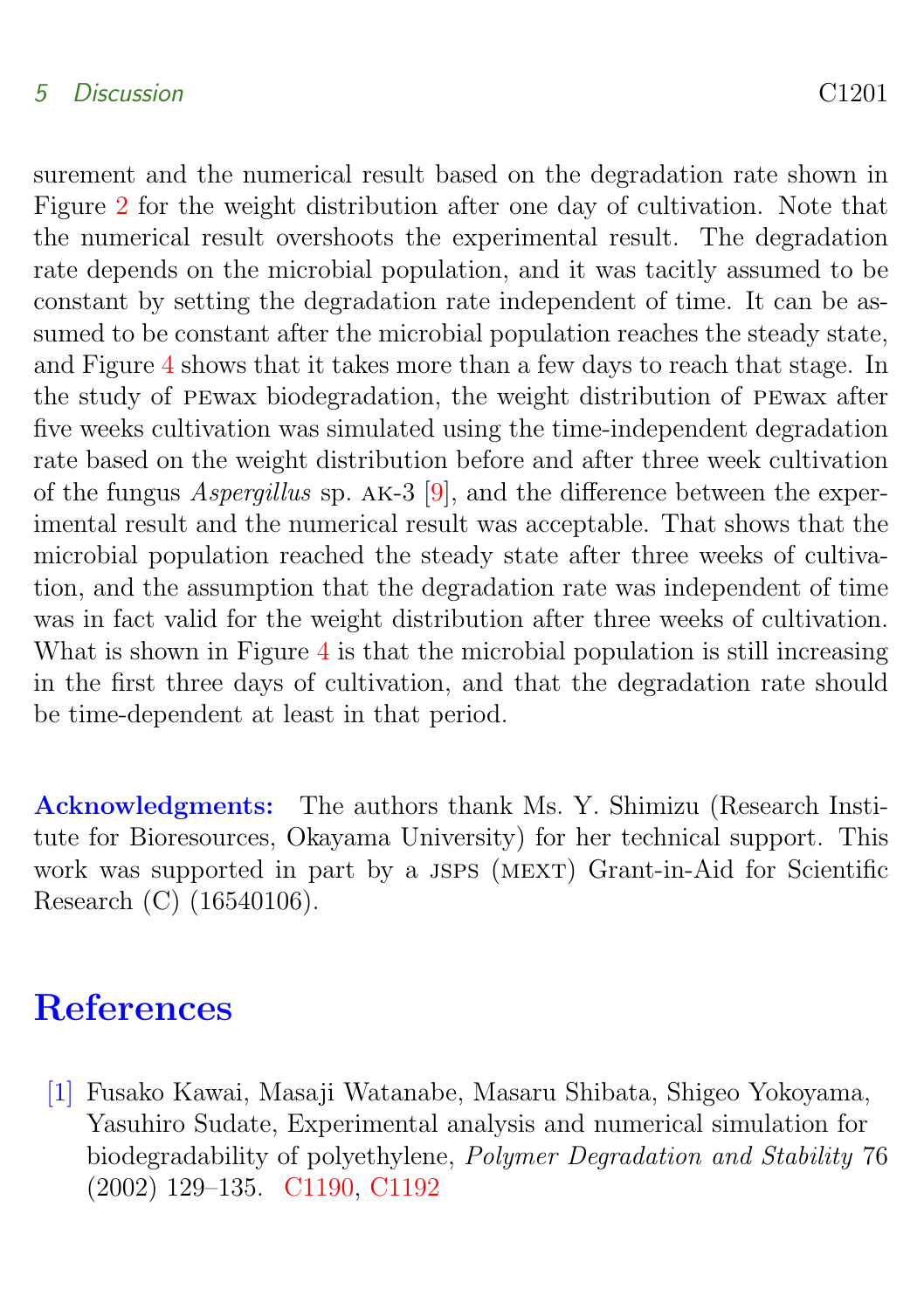surement and the numerical result based on the degradation rate shown in Figure 2 for the weight distribution after one day of cultivation. Note that the numerical result overshoots the experimental result. The degradation rate depends on the microbial population, and it was tacitly assumed to be constant by setting the degradation rate independent of time. It can be assumed to be constant after the microbial population reaches the steady state, and Figure 4 shows that it takes more than a few days to reach that stage. In the study of PEwax biodegradation, the weight distribution of PEwax after five weeks cultivation was simulated using the time-independent degradation rate based on the weight distribution before and after three week cultivation of the fungus *Aspergillus* sp. AK-3 [9], and the difference between the experimental result and the numerical result was acceptable. That shows that the microbial population reached the steady state after three weeks of cultivation, and the assumption that the degradation rate was independent of time was in fact valid for the weight distribution after three weeks of cultivation. What is shown in Figure 4 is that the microbial population is still increasing in the first three days of cultivation, and that the degradation rate should be time-dependent at least in that period.

**Acknowledgments:** The authors thank Ms. Y. Shimizu (Research Institute for Bioresources, Okayama University) for her technical support. This work was supported in part by a JSPS (MEXT) Grant-in-Aid for Scientific Research (C) (16540106).

# References

[1] Fusako Kawai, Masaji Watanabe, Masaru Shibata, Shigeo Yokoyama, Yasuhiro Sudate, Experimental analysis and numerical simulation for biodegradability of polyethylene, *Polymer Degradation and Stability* 76 (2002) 129–135. C1190, C1192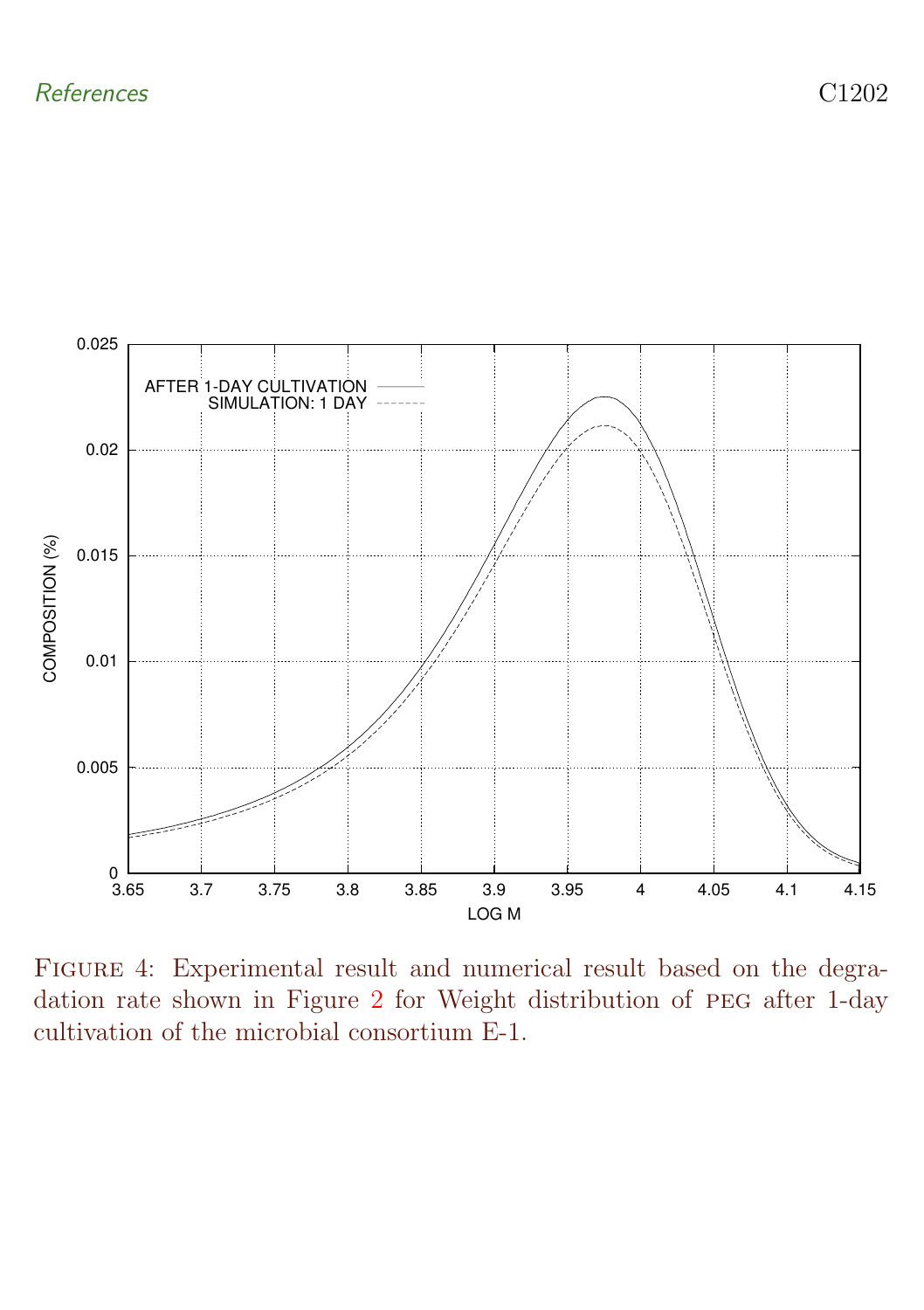Figure 4: Experimental result and numerical result based on the degradation rate shown in Figure 2 for Weight distribution of PEG after 1-day cultivation of the microbial consortium E-1.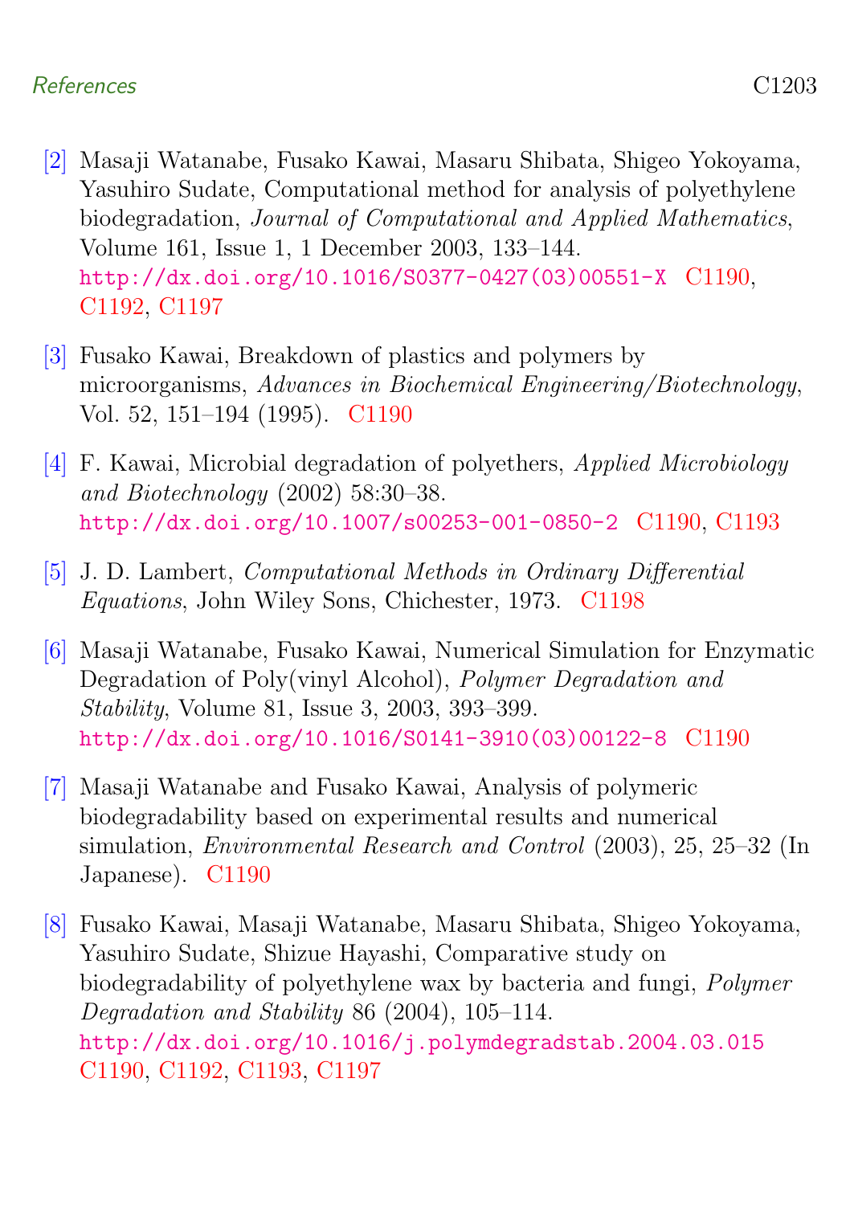[2] Masaji Watanabe, Fusako Kawai, Masaru Shibata, Shigeo Yokoyama, Yasuhiro Sudate, Computational method for analysis of polyethylene biodegradation, *Journal of Computational and Applied Mathematics*, Volume 161, Issue 1, 1 December 2003, 133–144. http://dx.doi.org/10.1016/S0377-0427(03)00551-X C1190, C1192, C1197

[3] Fusako Kawai, Breakdown of plastics and polymers by microorganisms, *Advances in Biochemical Engineering/Biotechnology*, Vol. 52, 151–194 (1995). C1190

[4] F. Kawai, Microbial degradation of polyethers, *Applied Microbiology and Biotechnology* (2002) 58:30–38. http://dx.doi.org/10.1007/s00253-001-0850-2 C1190, C1193

[5] J. D. Lambert, *Computational Methods in Ordinary Differential Equations*, John Wiley Sons, Chichester, 1973. C1198

[6] Masaji Watanabe, Fusako Kawai, Numerical Simulation for Enzymatic Degradation of Poly(vinyl Alcohol), *Polymer Degradation and Stability*, Volume 81, Issue 3, 2003, 393–399. http://dx.doi.org/10.1016/S0141-3910(03)00122-8 C1190

[7] Masaji Watanabe and Fusako Kawai, Analysis of polymeric biodegradability based on experimental results and numerical simulation, *Environmental Research and Control* (2003), 25, 25–32 (In Japanese). C1190

[8] Fusako Kawai, Masaji Watanabe, Masaru Shibata, Shigeo Yokoyama, Yasuhiro Sudate, Shizue Hayashi, Comparative study on biodegradability of polyethylene wax by bacteria and fungi, *Polymer Degradation and Stability* 86 (2004), 105–114. http://dx.doi.org/10.1016/j.polymdegradstab.2004.03.015 C1190, C1192, C1193, C1197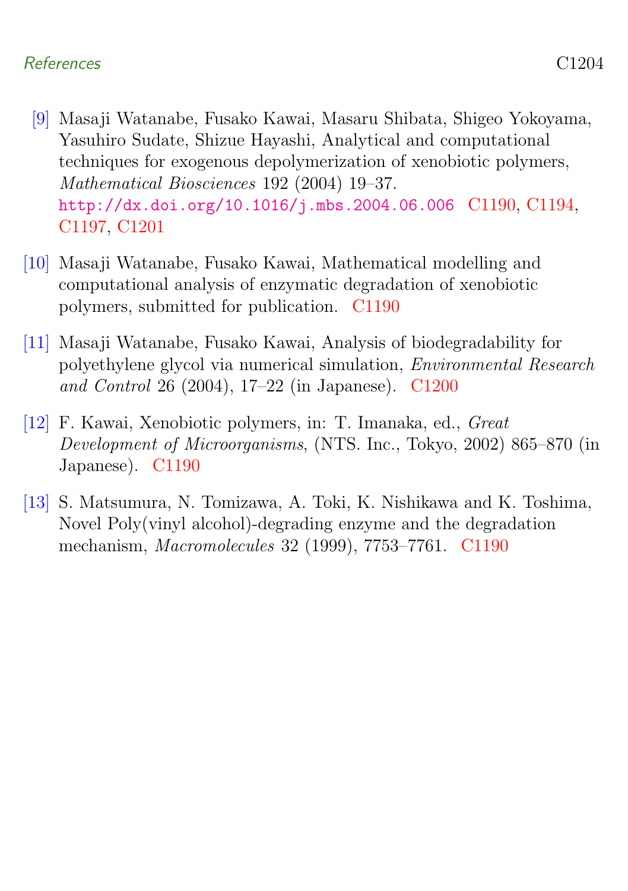[9] Masaji Watanabe, Fusako Kawai, Masaru Shibata, Shigeo Yokoyama, Yasuhiro Sudate, Shizue Hayashi, Analytical and computational techniques for exogenous depolymerization of xenobiotic polymers, *Mathematical Biosciences* 192 (2004) 19–37. http://dx.doi.org/10.1016/j.mbs.2004.06.006 C1190, C1194, C1197, C1201

[10] Masaji Watanabe, Fusako Kawai, Mathematical modelling and computational analysis of enzymatic degradation of xenobiotic polymers, submitted for publication. C1190

[11] Masaji Watanabe, Fusako Kawai, Analysis of biodegradability for polyethylene glycol via numerical simulation, *Environmental Research and Control* 26 (2004), 17–22 (in Japanese). C1200

[12] F. Kawai, Xenobiotic polymers, in: T. Imanaka, ed., *Great Development of Microorganisms*, (NTS. Inc., Tokyo, 2002) 865–870 (in Japanese). C1190

[13] S. Matsumura, N. Tomizawa, A. Toki, K. Nishikawa and K. Toshima, Novel Poly(vinyl alcohol)-degrading enzyme and the degradation mechanism, *Macromolecules* 32 (1999), 7753–7761. C1190